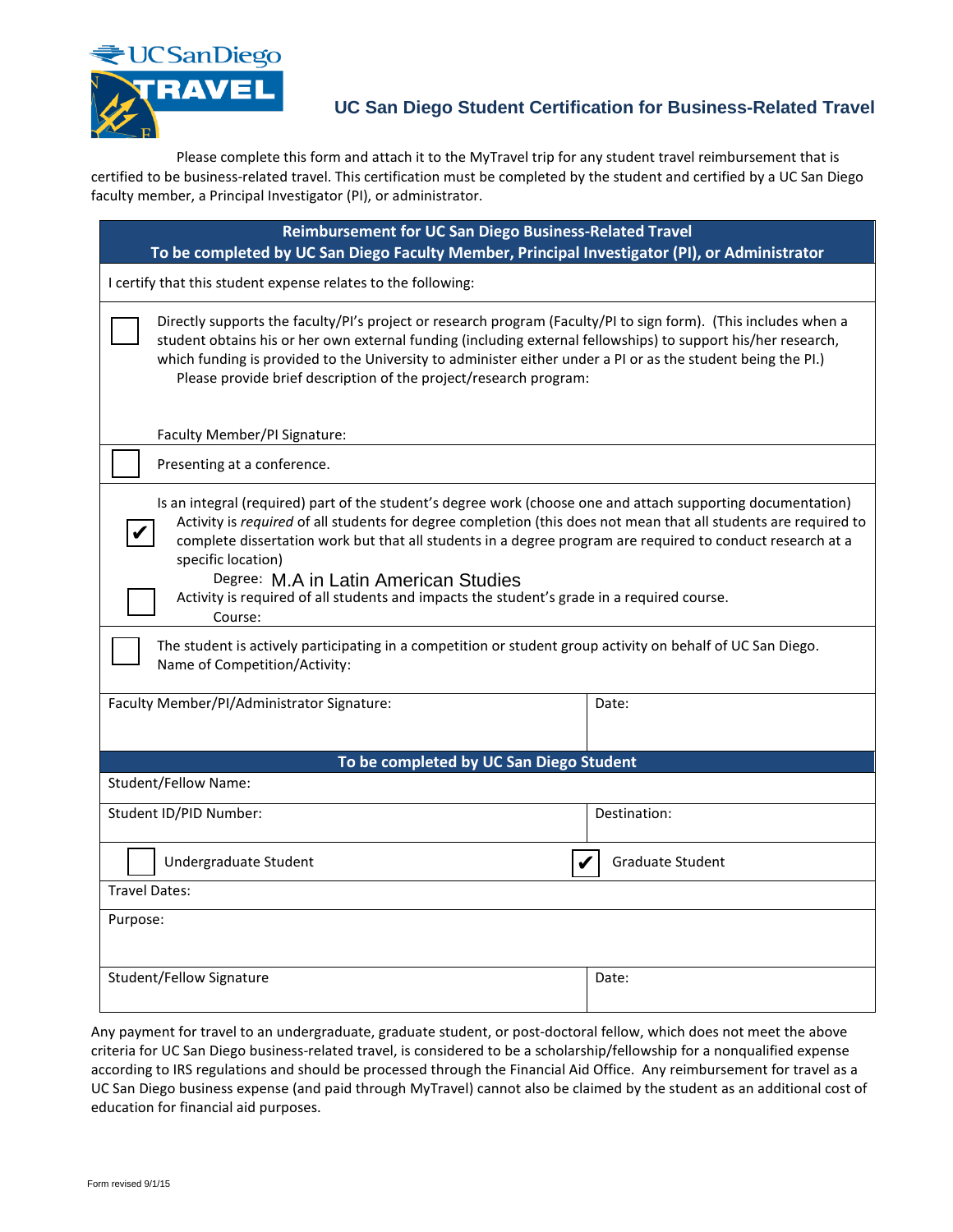UC San Diego TRAVEL

# UC San Diego Student Certification for Business-Related Travel

Please complete this form and attach it to the MyTravel trip for any student travel reimbursement that is certified to be business-related travel. This certification must be completed by the student and certified by a UC San Diego faculty member, a Principal Investigator (PI), or administrator.

**Reimbursement for UC San Diego Business-Related Travel**
**To be completed by UC San Diego Faculty Member, Principal Investigator (PI), or Administrator**

I certify that this student expense relates to the following:

☐ Directly supports the faculty/PI's project or research program (Faculty/PI to sign form). (This includes when a student obtains his or her own external funding (including external fellowships) to support his/her research, which funding is provided to the University to administer either under a PI or as the student being the PI.)
Please provide brief description of the project/research program:

Faculty Member/PI Signature:

☐ Presenting at a conference.

Is an integral (required) part of the student's degree work (choose one and attach supporting documentation)

☑ Activity is *required* of all students for degree completion (this does not mean that all students are required to complete dissertation work but that all students in a degree program are required to conduct research at a specific location)
Degree: M.A in Latin American Studies

☐ Activity is required of all students and impacts the student's grade in a required course.
Course:

☐ The student is actively participating in a competition or student group activity on behalf of UC San Diego.
Name of Competition/Activity:

| Faculty Member/PI/Administrator Signature: | Date: |
|---|---|

**To be completed by UC San Diego Student**

| Student/Fellow Name: | |
|---|---|
| Student ID/PID Number: | Destination: |
| ☐ Undergraduate Student | ☑ Graduate Student |
| Travel Dates: | |
| Purpose: | |
| Student/Fellow Signature | Date: |

Any payment for travel to an undergraduate, graduate student, or post-doctoral fellow, which does not meet the above criteria for UC San Diego business-related travel, is considered to be a scholarship/fellowship for a nonqualified expense according to IRS regulations and should be processed through the Financial Aid Office. Any reimbursement for travel as a UC San Diego business expense (and paid through MyTravel) cannot also be claimed by the student as an additional cost of education for financial aid purposes.

Form revised 9/1/15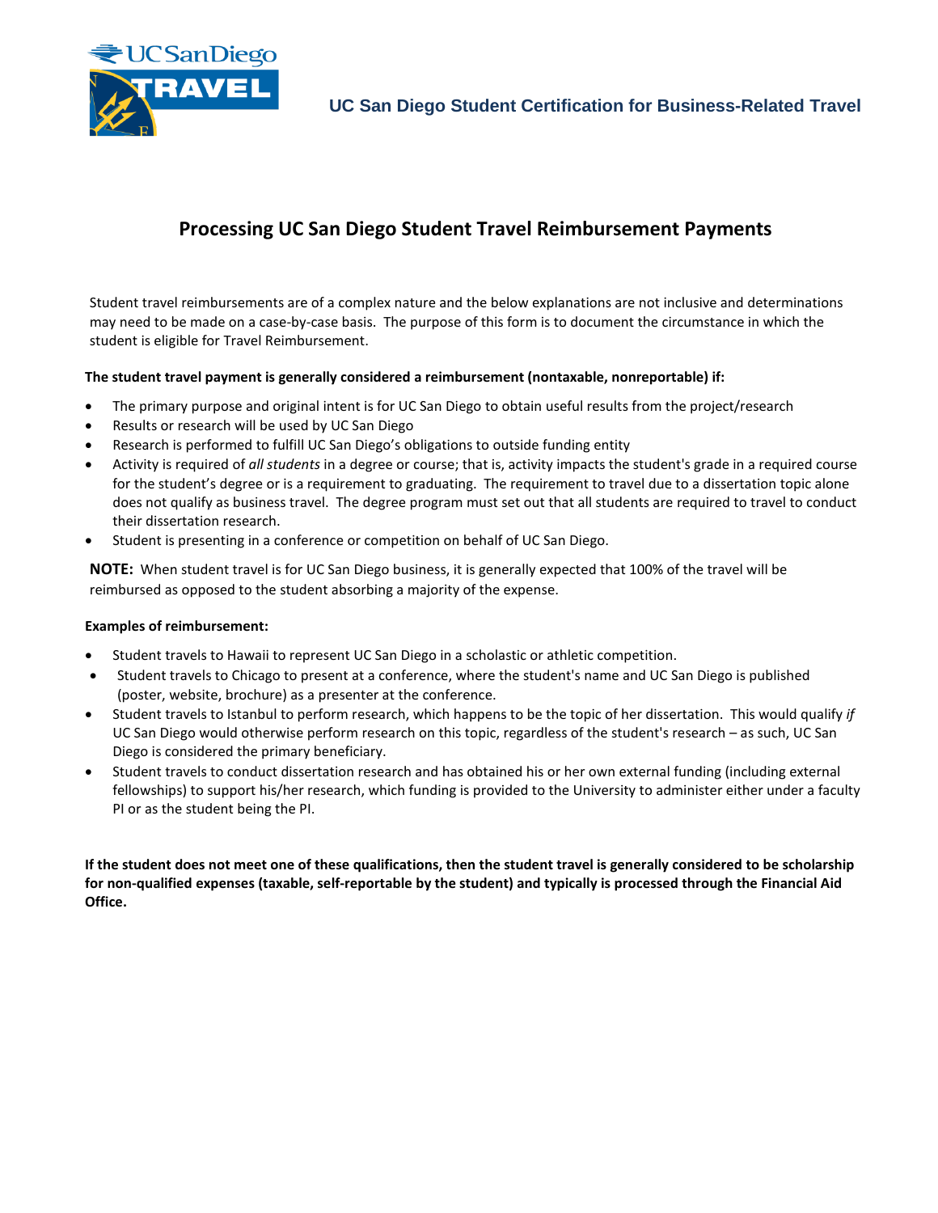# Processing UC San Diego Student Travel Reimbursement Payments

Student travel reimbursements are of a complex nature and the below explanations are not inclusive and determinations may need to be made on a case-by-case basis. The purpose of this form is to document the circumstance in which the student is eligible for Travel Reimbursement.

**The student travel payment is generally considered a reimbursement (nontaxable, nonreportable) if:**

- The primary purpose and original intent is for UC San Diego to obtain useful results from the project/research
- Results or research will be used by UC San Diego
- Research is performed to fulfill UC San Diego's obligations to outside funding entity
- Activity is required of *all students* in a degree or course; that is, activity impacts the student's grade in a required course for the student's degree or is a requirement to graduating. The requirement to travel due to a dissertation topic alone does not qualify as business travel. The degree program must set out that all students are required to travel to conduct their dissertation research.
- Student is presenting in a conference or competition on behalf of UC San Diego.

**NOTE:** When student travel is for UC San Diego business, it is generally expected that 100% of the travel will be reimbursed as opposed to the student absorbing a majority of the expense.

**Examples of reimbursement:**

- Student travels to Hawaii to represent UC San Diego in a scholastic or athletic competition.
- Student travels to Chicago to present at a conference, where the student's name and UC San Diego is published (poster, website, brochure) as a presenter at the conference.
- Student travels to Istanbul to perform research, which happens to be the topic of her dissertation. This would qualify *if* UC San Diego would otherwise perform research on this topic, regardless of the student's research – as such, UC San Diego is considered the primary beneficiary.
- Student travels to conduct dissertation research and has obtained his or her own external funding (including external fellowships) to support his/her research, which funding is provided to the University to administer either under a faculty PI or as the student being the PI.

**If the student does not meet one of these qualifications, then the student travel is generally considered to be scholarship for non-qualified expenses (taxable, self-reportable by the student) and typically is processed through the Financial Aid Office.**